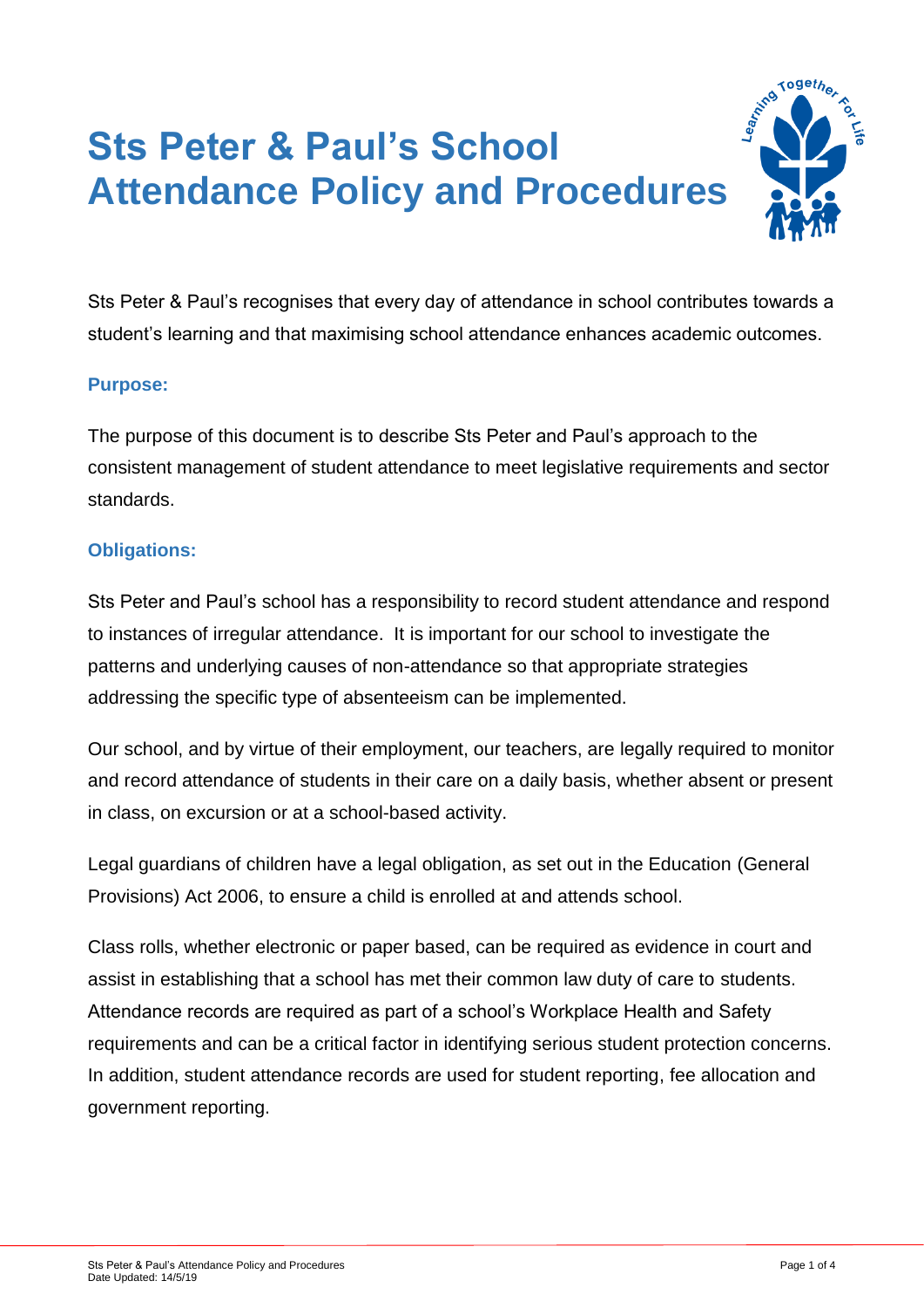# Sts Peter & Paul's School Attendance Policy and Procedures

Sts Peter & Paul's recognises that every day of attendance in school contributes towards a student's learning and that maximising school attendance enhances academic outcomes.

## Purpose:

The purpose of this document is to describe Sts Peter and Paul's approach to the consistent management of student attendance to meet legislative requirements and sector standards.

## Obligations:

Sts Peter and Paul's school has a responsibility to record student attendance and respond to instances of irregular attendance. It is important for our school to investigate the patterns and underlying causes of non-attendance so that appropriate strategies addressing the specific type of absenteeism can be implemented.

Our school, and by virtue of their employment, our teachers, are legally required to monitor and record attendance of students in their care on a daily basis, whether absent or present in class, on excursion or at a school-based activity.

Legal guardians of children have a legal obligation, as set out in the Education (General Provisions) Act 2006, to ensure a child is enrolled at and attends school.

Class rolls, whether electronic or paper based, can be required as evidence in court and assist in establishing that a school has met their common law duty of care to students. Attendance records are required as part of a school's Workplace Health and Safety requirements and can be a critical factor in identifying serious student protection concerns. In addition, student attendance records are used for student reporting, fee allocation and government reporting.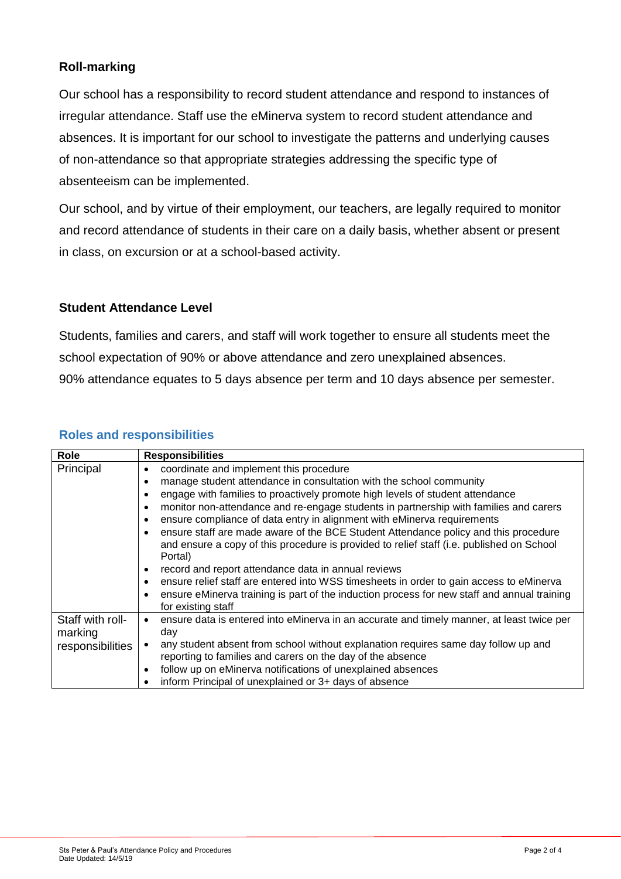## Roll-marking

Our school has a responsibility to record student attendance and respond to instances of irregular attendance. Staff use the eMinerva system to record student attendance and absences. It is important for our school to investigate the patterns and underlying causes of non-attendance so that appropriate strategies addressing the specific type of absenteeism can be implemented.

Our school, and by virtue of their employment, our teachers, are legally required to monitor and record attendance of students in their care on a daily basis, whether absent or present in class, on excursion or at a school-based activity.

## Student Attendance Level

Students, families and carers, and staff will work together to ensure all students meet the school expectation of 90% or above attendance and zero unexplained absences.
90% attendance equates to 5 days absence per term and 10 days absence per semester.

## Roles and responsibilities

| Role | Responsibilities |
|---|---|
| Principal | • coordinate and implement this procedure<br>• manage student attendance in consultation with the school community<br>• engage with families to proactively promote high levels of student attendance<br>• monitor non-attendance and re-engage students in partnership with families and carers<br>• ensure compliance of data entry in alignment with eMinerva requirements<br>• ensure staff are made aware of the BCE Student Attendance policy and this procedure and ensure a copy of this procedure is provided to relief staff (i.e. published on School Portal)<br>• record and report attendance data in annual reviews<br>• ensure relief staff are entered into WSS timesheets in order to gain access to eMinerva<br>• ensure eMinerva training is part of the induction process for new staff and annual training for existing staff |
| Staff with roll-marking responsibilities | • ensure data is entered into eMinerva in an accurate and timely manner, at least twice per day<br>• any student absent from school without explanation requires same day follow up and reporting to families and carers on the day of the absence<br>• follow up on eMinerva notifications of unexplained absences<br>• inform Principal of unexplained or 3+ days of absence |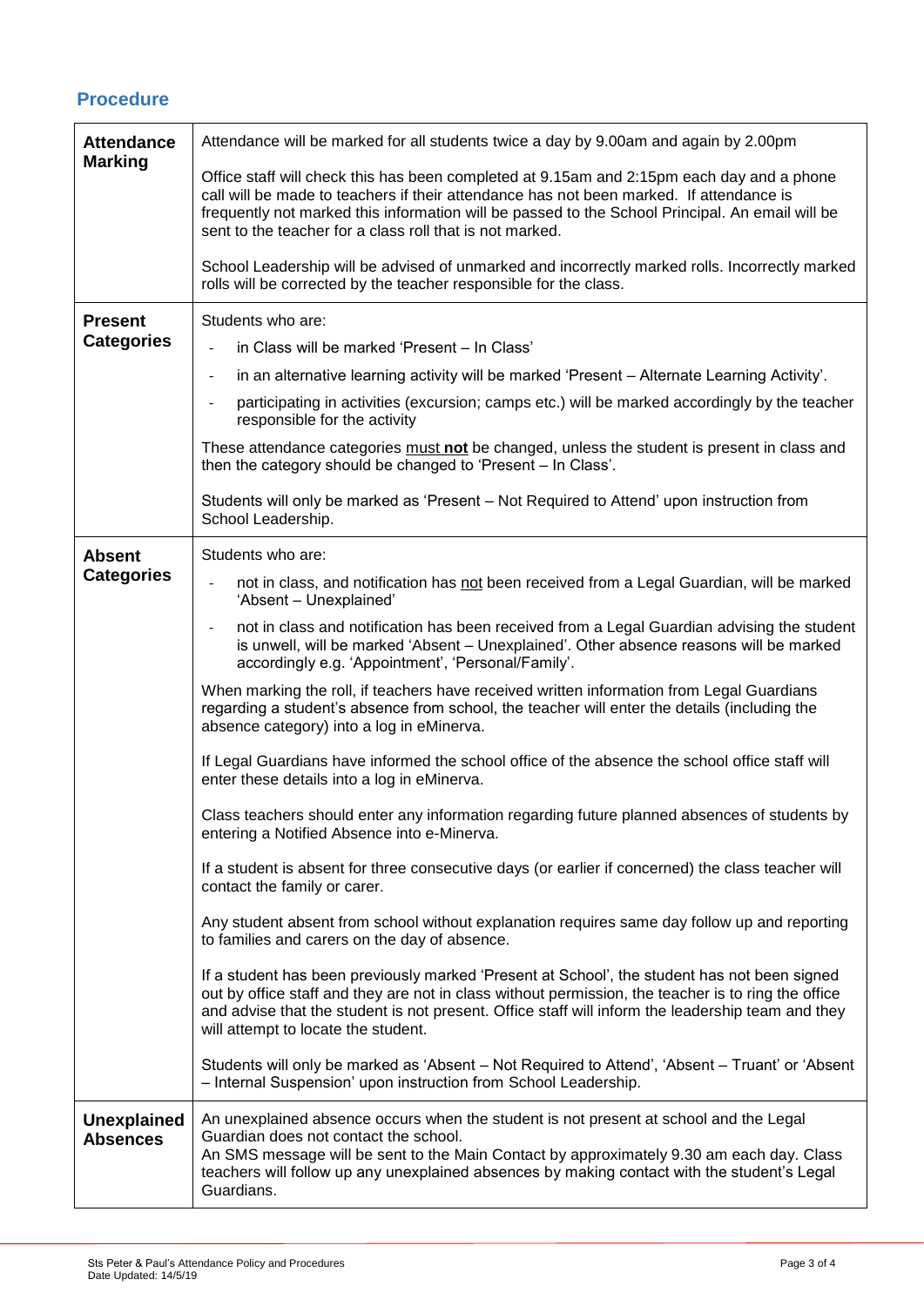## Procedure

| | |
|---|---|
| **Attendance Marking** | Attendance will be marked for all students twice a day by 9.00am and again by 2.00pm<br><br>Office staff will check this has been completed at 9.15am and 2:15pm each day and a phone call will be made to teachers if their attendance has not been marked. If attendance is frequently not marked this information will be passed to the School Principal. An email will be sent to the teacher for a class roll that is not marked.<br><br>School Leadership will be advised of unmarked and incorrectly marked rolls. Incorrectly marked rolls will be corrected by the teacher responsible for the class. |
| **Present Categories** | Students who are:<br>- in Class will be marked 'Present – In Class'<br>- in an alternative learning activity will be marked 'Present – Alternate Learning Activity'.<br>- participating in activities (excursion; camps etc.) will be marked accordingly by the teacher responsible for the activity<br><br>These attendance categories <u>must **not**</u> be changed, unless the student is present in class and then the category should be changed to 'Present – In Class'.<br><br>Students will only be marked as 'Present – Not Required to Attend' upon instruction from School Leadership. |
| **Absent Categories** | Students who are:<br>- not in class, and notification has <u>not</u> been received from a Legal Guardian, will be marked 'Absent – Unexplained'<br>- not in class and notification has been received from a Legal Guardian advising the student is unwell, will be marked 'Absent – Unexplained'. Other absence reasons will be marked accordingly e.g. 'Appointment', 'Personal/Family'.<br><br>When marking the roll, if teachers have received written information from Legal Guardians regarding a student's absence from school, the teacher will enter the details (including the absence category) into a log in eMinerva.<br><br>If Legal Guardians have informed the school office of the absence the school office staff will enter these details into a log in eMinerva.<br><br>Class teachers should enter any information regarding future planned absences of students by entering a Notified Absence into e-Minerva.<br><br>If a student is absent for three consecutive days (or earlier if concerned) the class teacher will contact the family or carer.<br><br>Any student absent from school without explanation requires same day follow up and reporting to families and carers on the day of absence.<br><br>If a student has been previously marked 'Present at School', the student has not been signed out by office staff and they are not in class without permission, the teacher is to ring the office and advise that the student is not present. Office staff will inform the leadership team and they will attempt to locate the student.<br><br>Students will only be marked as 'Absent – Not Required to Attend', 'Absent – Truant' or 'Absent – Internal Suspension' upon instruction from School Leadership. |
| **Unexplained Absences** | An unexplained absence occurs when the student is not present at school and the Legal Guardian does not contact the school.<br>An SMS message will be sent to the Main Contact by approximately 9.30 am each day. Class teachers will follow up any unexplained absences by making contact with the student's Legal Guardians. |

Sts Peter & Paul's Attendance Policy and Procedures
Date Updated: 14/5/19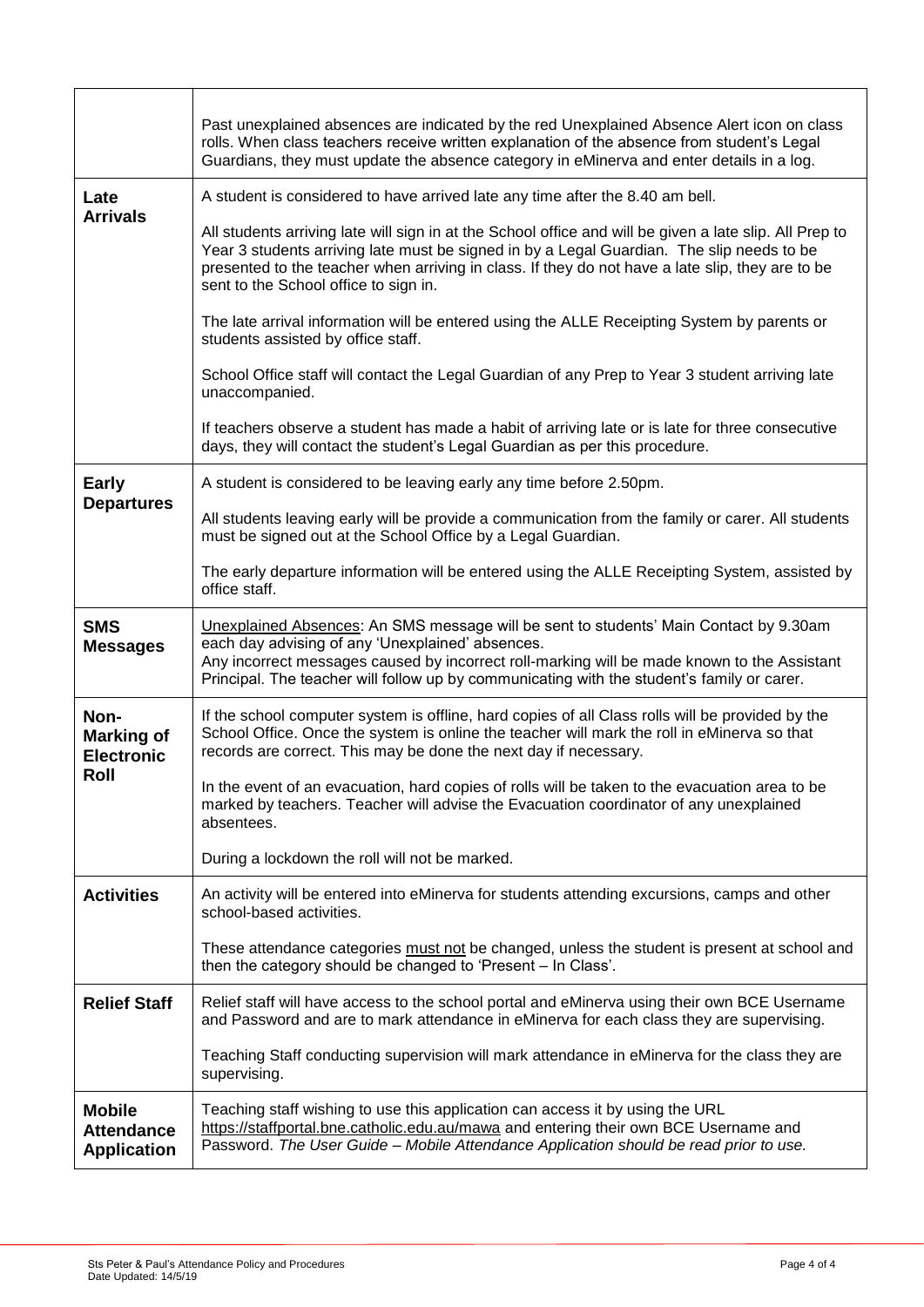| | |
|---|---|
| | Past unexplained absences are indicated by the red Unexplained Absence Alert icon on class rolls. When class teachers receive written explanation of the absence from student's Legal Guardians, they must update the absence category in eMinerva and enter details in a log. |
| **Late Arrivals** | A student is considered to have arrived late any time after the 8.40 am bell.<br><br>All students arriving late will sign in at the School office and will be given a late slip. All Prep to Year 3 students arriving late must be signed in by a Legal Guardian. The slip needs to be presented to the teacher when arriving in class. If they do not have a late slip, they are to be sent to the School office to sign in.<br><br>The late arrival information will be entered using the ALLE Receipting System by parents or students assisted by office staff.<br><br>School Office staff will contact the Legal Guardian of any Prep to Year 3 student arriving late unaccompanied.<br><br>If teachers observe a student has made a habit of arriving late or is late for three consecutive days, they will contact the student's Legal Guardian as per this procedure. |
| **Early Departures** | A student is considered to be leaving early any time before 2.50pm.<br><br>All students leaving early will be provide a communication from the family or carer. All students must be signed out at the School Office by a Legal Guardian.<br><br>The early departure information will be entered using the ALLE Receipting System, assisted by office staff. |
| **SMS Messages** | Unexplained Absences: An SMS message will be sent to students' Main Contact by 9.30am each day advising of any 'Unexplained' absences.<br>Any incorrect messages caused by incorrect roll-marking will be made known to the Assistant Principal. The teacher will follow up by communicating with the student's family or carer. |
| **Non-Marking of Electronic Roll** | If the school computer system is offline, hard copies of all Class rolls will be provided by the School Office. Once the system is online the teacher will mark the roll in eMinerva so that records are correct. This may be done the next day if necessary.<br><br>In the event of an evacuation, hard copies of rolls will be taken to the evacuation area to be marked by teachers. Teacher will advise the Evacuation coordinator of any unexplained absentees.<br><br>During a lockdown the roll will not be marked. |
| **Activities** | An activity will be entered into eMinerva for students attending excursions, camps and other school-based activities.<br><br>These attendance categories must not be changed, unless the student is present at school and then the category should be changed to 'Present – In Class'. |
| **Relief Staff** | Relief staff will have access to the school portal and eMinerva using their own BCE Username and Password and are to mark attendance in eMinerva for each class they are supervising.<br><br>Teaching Staff conducting supervision will mark attendance in eMinerva for the class they are supervising. |
| **Mobile Attendance Application** | Teaching staff wishing to use this application can access it by using the URL https://staffportal.bne.catholic.edu.au/mawa and entering their own BCE Username and Password. *The User Guide – Mobile Attendance Application should be read prior to use.* |